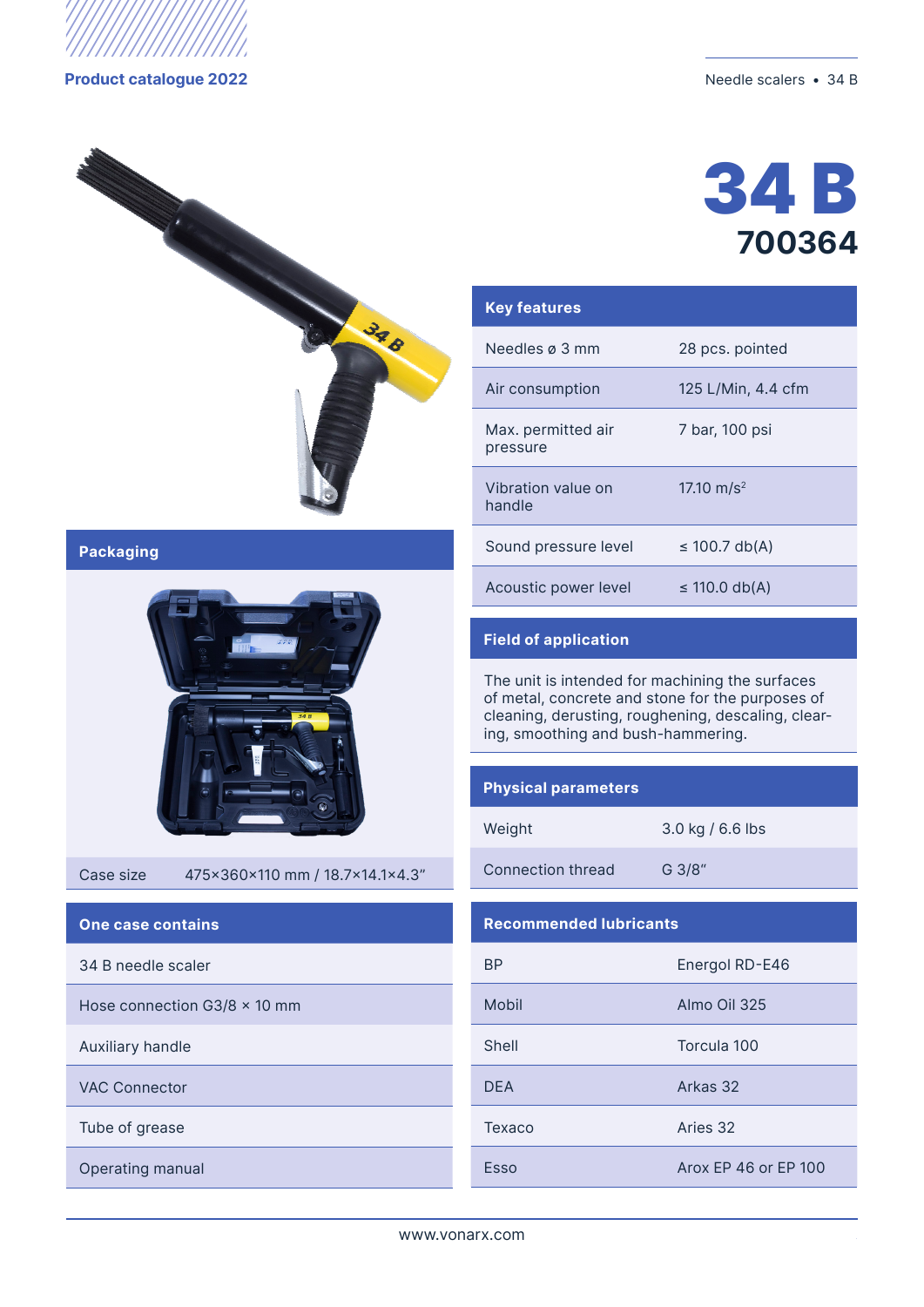# 34 B
## 700364

## Key features

| | |
|---|---|
| Needles ø 3 mm | 28 pcs. pointed |
| Air consumption | 125 L/Min, 4.4 cfm |
| Max. permitted air pressure | 7 bar, 100 psi |
| Vibration value on handle | 17.10 m/s$^2$ |
| Sound pressure level | ≤ 100.7 db(A) |
| Acoustic power level | ≤ 110.0 db(A) |

## Packaging

| | |
|---|---|
| Case size | 475×360×110 mm / 18.7×14.1×4.3″ |

## Field of application

The unit is intended for machining the surfaces of metal, concrete and stone for the purposes of cleaning, derusting, roughening, descaling, clearing, smoothing and bush-hammering.

## Physical parameters

| | |
|---|---|
| Weight | 3.0 kg / 6.6 lbs |
| Connection thread | G 3/8″ |

## One case contains

- 34 B needle scaler
- Hose connection G3/8 × 10 mm
- Auxiliary handle
- VAC Connector
- Tube of grease
- Operating manual

## Recommended lubricants

| | |
|---|---|
| BP | Energol RD-E46 |
| Mobil | Almo Oil 325 |
| Shell | Torcula 100 |
| DEA | Arkas 32 |
| Texaco | Aries 32 |
| Esso | Arox EP 46 or EP 100 |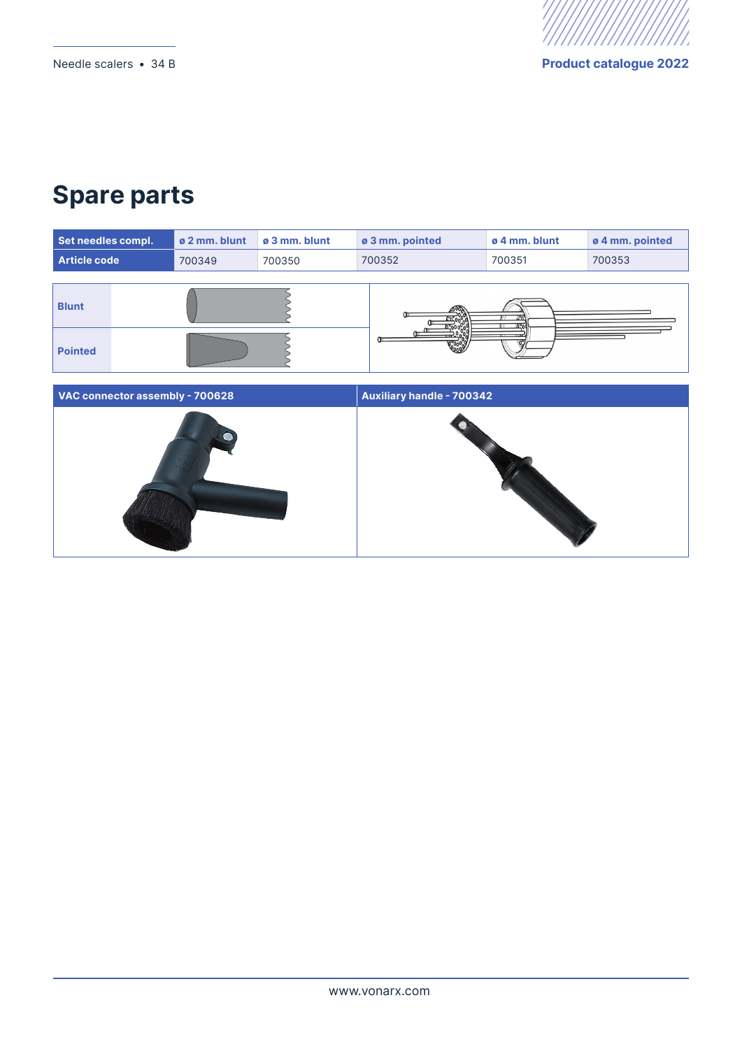# Spare parts

| Set needles compl. | ø 2 mm. blunt | ø 3 mm. blunt | ø 3 mm. pointed | ø 4 mm. blunt | ø 4 mm. pointed |
|---|---|---|---|---|---|
| Article code | 700349 | 700350 | 700352 | 700351 | 700353 |

Blunt

Pointed

VAC connector assembly - 700628

Auxiliary handle - 700342